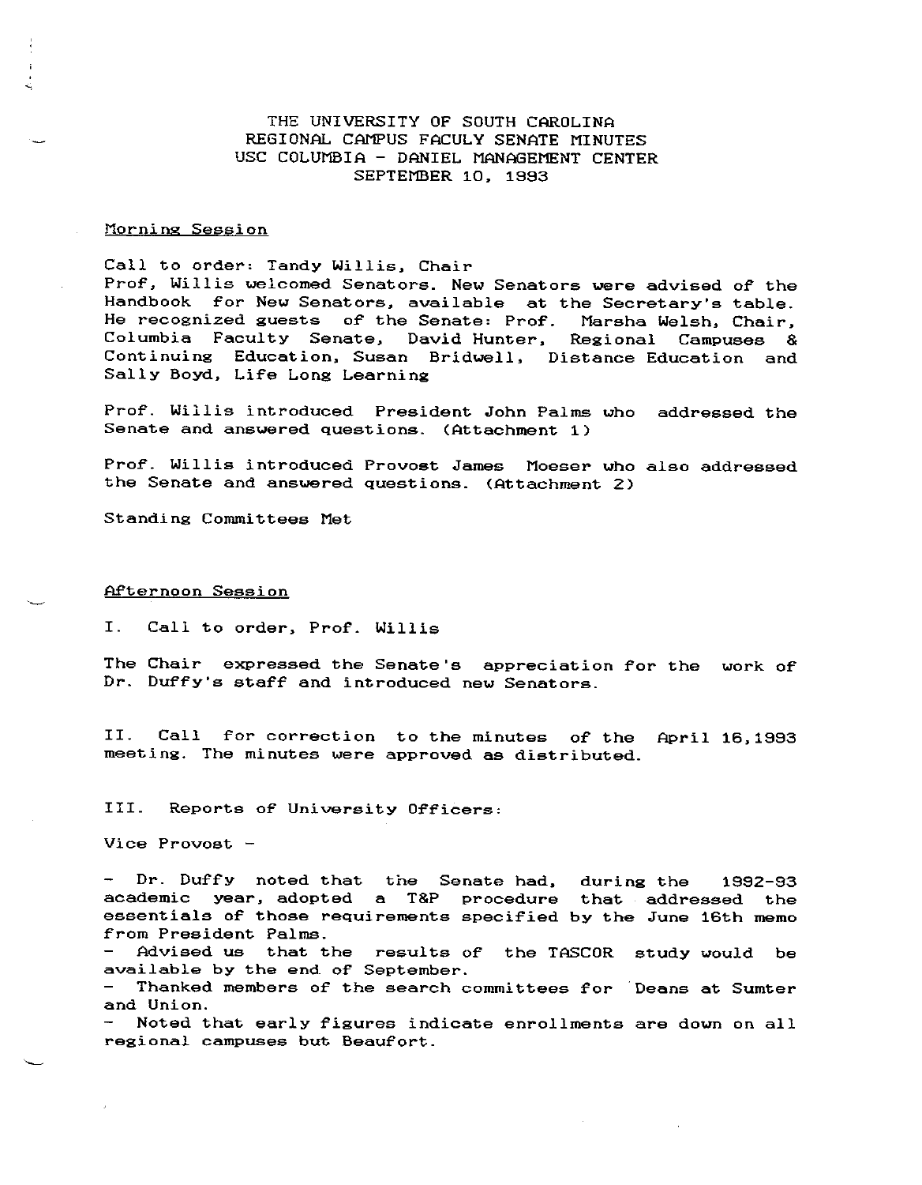# THE UNIVERSITY OF SOUTH CAROLINA
# REGIONAL CAMPUS FACULY SENATE MINUTES
# USC COLUMBIA - DANIEL MANAGEMENT CENTER
# SEPTEMBER 10, 1993

## Morning Session

Call to order: Tandy Willis, Chair
Prof, Willis welcomed Senators. New Senators were advised of the Handbook for New Senators, available at the Secretary's table. He recognized guests of the Senate: Prof. Marsha Welsh, Chair, Columbia Faculty Senate, David Hunter, Regional Campuses & Continuing Education, Susan Bridwell, Distance Education and Sally Boyd, Life Long Learning

Prof. Willis introduced President John Palms who addressed the Senate and answered questions. (Attachment 1)

Prof. Willis introduced Provost James Moeser who also addressed the Senate and answered questions. (Attachment 2)

Standing Committees Met

## Afternoon Session

I. Call to order, Prof. Willis

The Chair expressed the Senate's appreciation for the work of Dr. Duffy's staff and introduced new Senators.

II. Call for correction to the minutes of the April 16,1993 meeting. The minutes were approved as distributed.

III. Reports of University Officers:

Vice Provost -

- Dr. Duffy noted that the Senate had, during the 1992-93 academic year, adopted a T&P procedure that addressed the essentials of those requirements specified by the June 16th memo from President Palms.
- Advised us that the results of the TASCOR study would be available by the end of September.
- Thanked members of the search committees for Deans at Sumter and Union.
- Noted that early figures indicate enrollments are down on all regional campuses but Beaufort.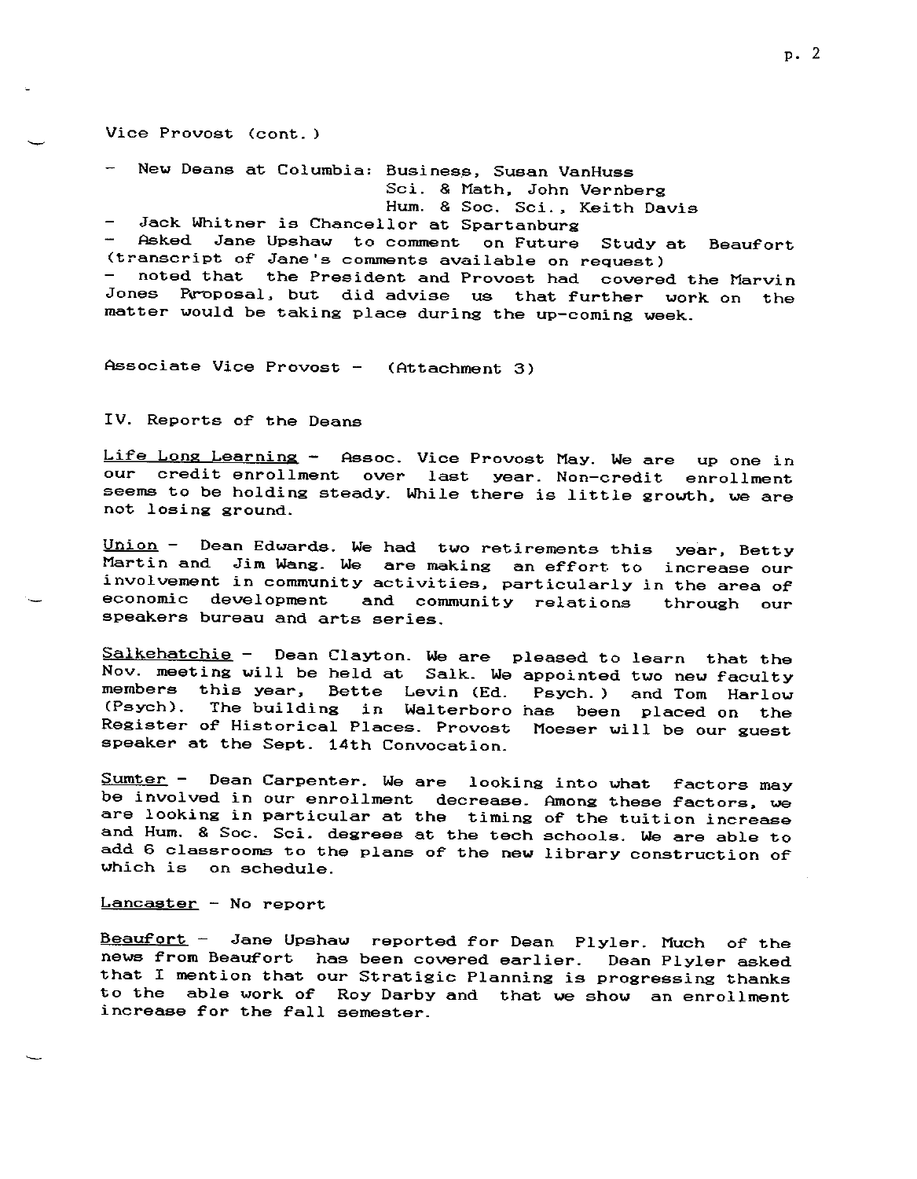Vice Provost (cont.)

- New Deans at Columbia: Business, Susan VanHuss
  Sci. & Math, John Vernberg
  Hum. & Soc. Sci., Keith Davis
- Jack Whitner is Chancellor at Spartanburg
- Asked Jane Upshaw to comment on Future Study at Beaufort (transcript of Jane's comments available on request)
- noted that the President and Provost had covered the Marvin Jones Proposal, but did advise us that further work on the matter would be taking place during the up-coming week.

Associate Vice Provost - (Attachment 3)

IV. Reports of the Deans

<u>Life Long Learning</u> - Assoc. Vice Provost May. We are up one in our credit enrollment over last year. Non-credit enrollment seems to be holding steady. While there is little growth, we are not losing ground.

<u>Union</u> - Dean Edwards. We had two retirements this year, Betty Martin and Jim Wang. We are making an effort to increase our involvement in community activities, particularly in the area of economic development and community relations through our speakers bureau and arts series.

<u>Salkehatchie</u> - Dean Clayton. We are pleased to learn that the Nov. meeting will be held at Salk. We appointed two new faculty members this year, Bette Levin (Ed. Psych.) and Tom Harlow (Psych). The building in Walterboro has been placed on the Register of Historical Places. Provost Moeser will be our guest speaker at the Sept. 14th Convocation.

<u>Sumter</u> - Dean Carpenter. We are looking into what factors may be involved in our enrollment decrease. Among these factors, we are looking in particular at the timing of the tuition increase and Hum. & Soc. Sci. degrees at the tech schools. We are able to add 6 classrooms to the plans of the new library construction of which is on schedule.

<u>Lancaster</u> - No report

<u>Beaufort</u> - Jane Upshaw reported for Dean Plyler. Much of the news from Beaufort has been covered earlier. Dean Plyler asked that I mention that our Stratigic Planning is progressing thanks to the able work of Roy Darby and that we show an enrollment increase for the fall semester.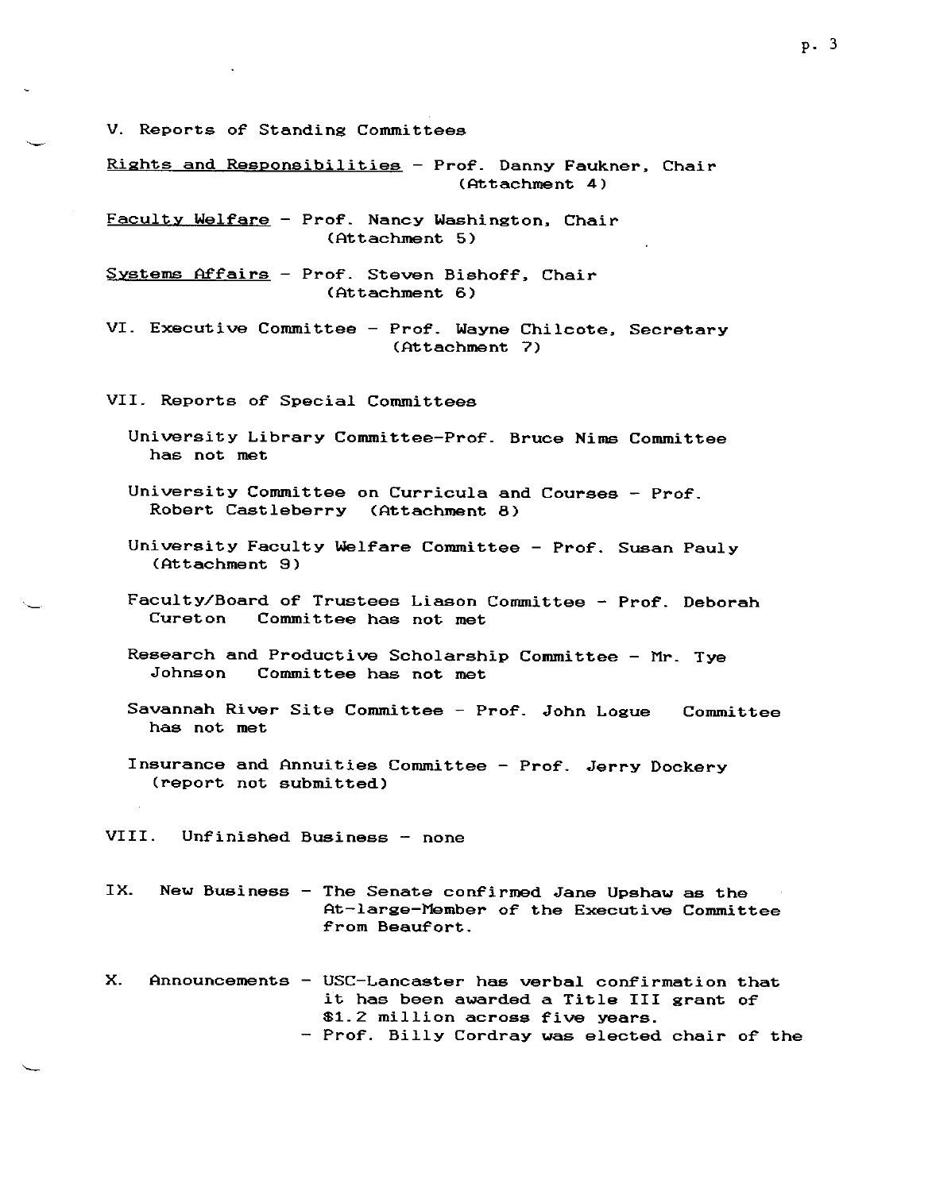V. Reports of Standing Committees

<u>Rights and Responsibilities</u> - Prof. Danny Faukner, Chair (Attachment 4)

<u>Faculty Welfare</u> - Prof. Nancy Washington, Chair (Attachment 5)

<u>Systems Affairs</u> - Prof. Steven Bishoff, Chair (Attachment 6)

VI. Executive Committee - Prof. Wayne Chilcote, Secretary (Attachment 7)

VII. Reports of Special Committees

University Library Committee-Prof. Bruce Nims Committee has not met

University Committee on Curricula and Courses - Prof. Robert Castleberry (Attachment 8)

University Faculty Welfare Committee - Prof. Susan Pauly (Attachment 9)

Faculty/Board of Trustees Liason Committee - Prof. Deborah Cureton Committee has not met

Research and Productive Scholarship Committee - Mr. Tye Johnson Committee has not met

Savannah River Site Committee - Prof. John Logue Committee has not met

Insurance and Annuities Committee - Prof. Jerry Dockery (report not submitted)

VIII. Unfinished Business - none

IX. New Business - The Senate confirmed Jane Upshaw as the At-large-Member of the Executive Committee from Beaufort.

X. Announcements - USC-Lancaster has verbal confirmation that it has been awarded a Title III grant of $1.2 million across five years.
- Prof. Billy Cordray was elected chair of the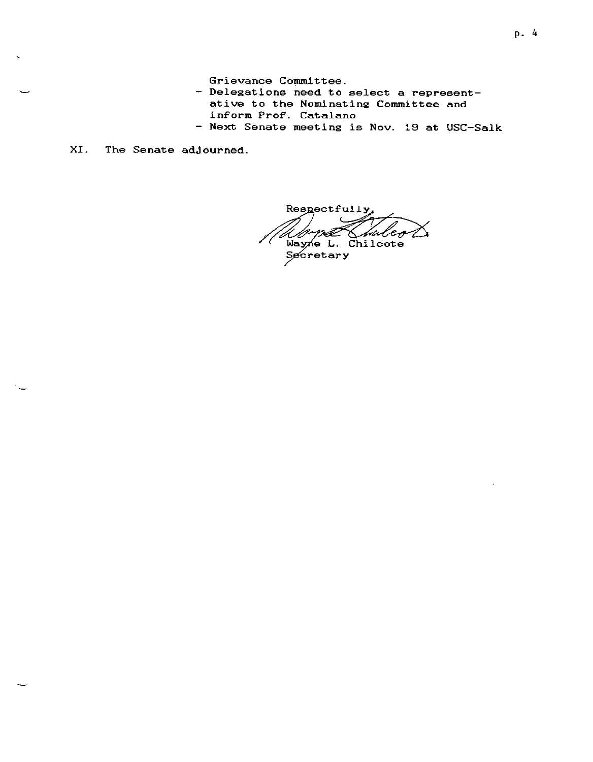Grievance Committee.
- Delegations need to select a representative to the Nominating Committee and inform Prof. Catalano
- Next Senate meeting is Nov. 19 at USC-Salk

XI. The Senate adjourned.

Respectfully,

Wayne L. Chilcote
Secretary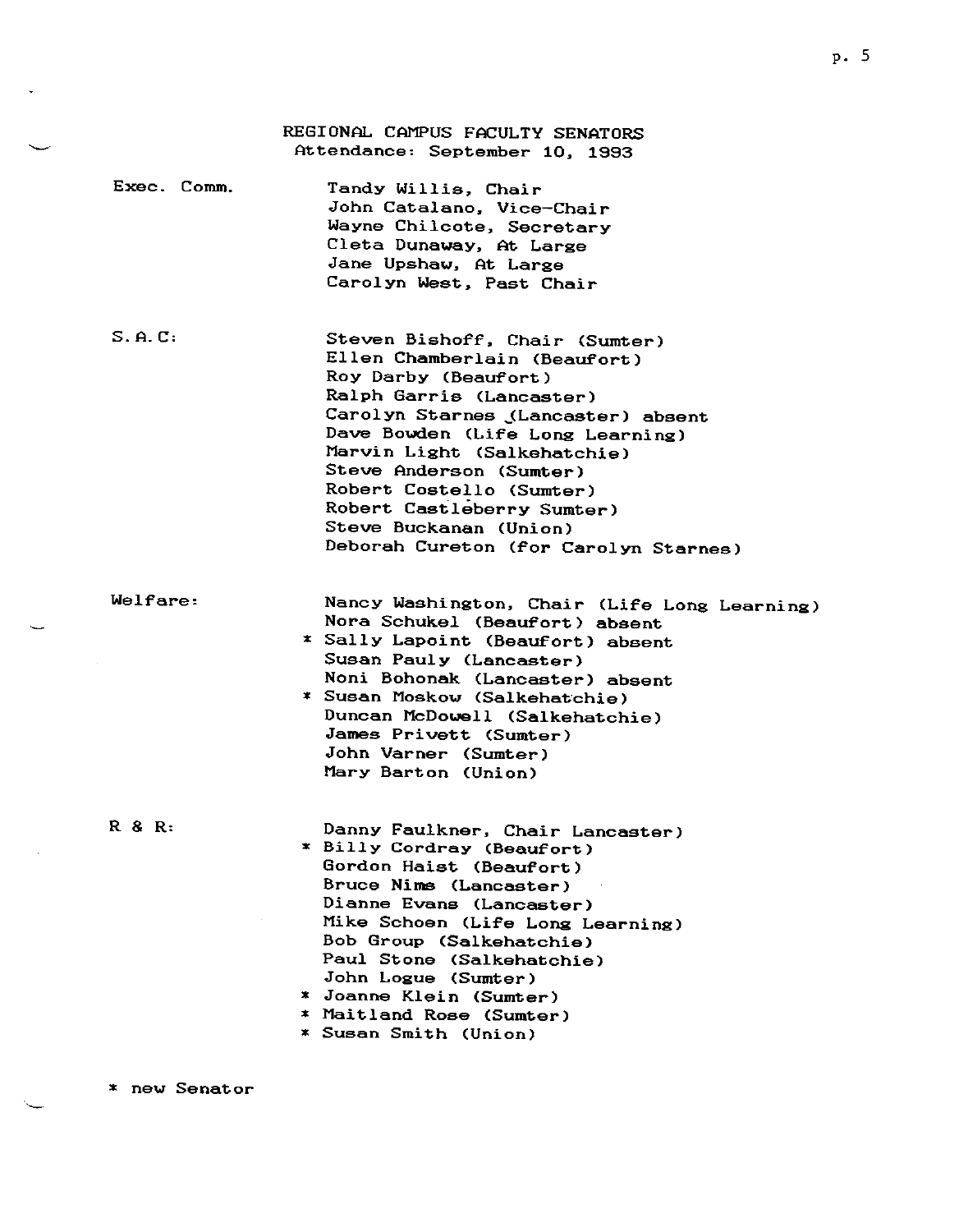# REGIONAL CAMPUS FACULTY SENATORS

Attendance: September 10, 1993

**Exec. Comm.**

- Tandy Willis, Chair
- John Catalano, Vice-Chair
- Wayne Chilcote, Secretary
- Cleta Dunaway, At Large
- Jane Upshaw, At Large
- Carolyn West, Past Chair

**S.A.C:**

- Steven Bishoff, Chair (Sumter)
- Ellen Chamberlain (Beaufort)
- Roy Darby (Beaufort)
- Ralph Garris (Lancaster)
- Carolyn Starnes (Lancaster) absent
- Dave Bowden (Life Long Learning)
- Marvin Light (Salkehatchie)
- Steve Anderson (Sumter)
- Robert Costello (Sumter)
- Robert Castleberry Sumter)
- Steve Buckanan (Union)
- Deborah Cureton (for Carolyn Starnes)

**Welfare:**

- Nancy Washington, Chair (Life Long Learning)
- Nora Schukel (Beaufort) absent
- * Sally Lapoint (Beaufort) absent
- Susan Pauly (Lancaster)
- Noni Bohonak (Lancaster) absent
- * Susan Moskow (Salkehatchie)
- Duncan McDowell (Salkehatchie)
- James Privett (Sumter)
- John Varner (Sumter)
- Mary Barton (Union)

**R & R:**

- Danny Faulkner, Chair Lancaster)
- * Billy Cordray (Beaufort)
- Gordon Haist (Beaufort)
- Bruce Nims (Lancaster)
- Dianne Evans (Lancaster)
- Mike Schoen (Life Long Learning)
- Bob Group (Salkehatchie)
- Paul Stone (Salkehatchie)
- John Logue (Sumter)
- * Joanne Klein (Sumter)
- * Maitland Rose (Sumter)
- * Susan Smith (Union)

* new Senator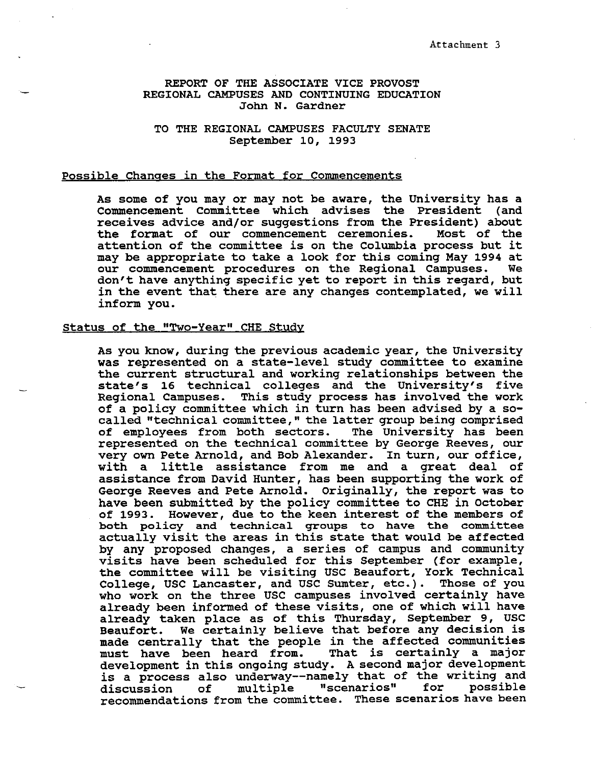Attachment 3

REPORT OF THE ASSOCIATE VICE PROVOST
REGIONAL CAMPUSES AND CONTINUING EDUCATION
John N. Gardner

TO THE REGIONAL CAMPUSES FACULTY SENATE
September 10, 1993

Possible Changes in the Format for Commencements

As some of you may or may not be aware, the University has a Commencement Committee which advises the President (and receives advice and/or suggestions from the President) about the format of our commencement ceremonies. Most of the attention of the committee is on the Columbia process but it may be appropriate to take a look for this coming May 1994 at our commencement procedures on the Regional Campuses. We don't have anything specific yet to report in this regard, but in the event that there are any changes contemplated, we will inform you.

Status of the "Two-Year" CHE Study

As you know, during the previous academic year, the University was represented on a state-level study committee to examine the current structural and working relationships between the state's 16 technical colleges and the University's five Regional Campuses. This study process has involved the work of a policy committee which in turn has been advised by a so-called "technical committee," the latter group being comprised of employees from both sectors. The University has been represented on the technical committee by George Reeves, our very own Pete Arnold, and Bob Alexander. In turn, our office, with a little assistance from me and a great deal of assistance from David Hunter, has been supporting the work of George Reeves and Pete Arnold. Originally, the report was to have been submitted by the policy committee to CHE in October of 1993. However, due to the keen interest of the members of both policy and technical groups to have the committee actually visit the areas in this state that would be affected by any proposed changes, a series of campus and community visits have been scheduled for this September (for example, the committee will be visiting USC Beaufort, York Technical College, USC Lancaster, and USC Sumter, etc.). Those of you who work on the three USC campuses involved certainly have already been informed of these visits, one of which will have already taken place as of this Thursday, September 9, USC Beaufort. We certainly believe that before any decision is made centrally that the people in the affected communities must have been heard from. That is certainly a major development in this ongoing study. A second major development is a process also underway--namely that of the writing and discussion of multiple "scenarios" for possible recommendations from the committee. These scenarios have been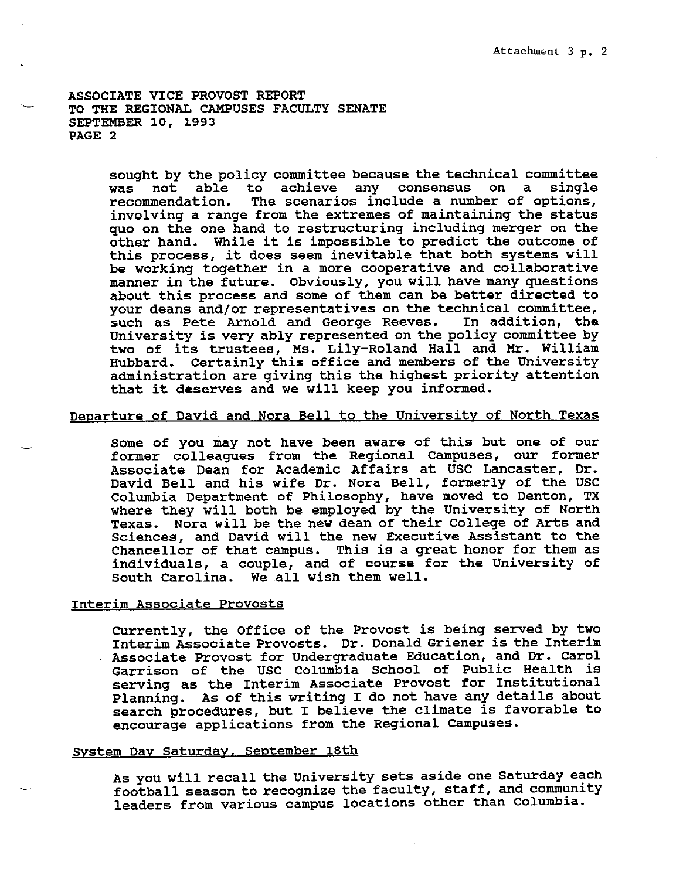ASSOCIATE VICE PROVOST REPORT
TO THE REGIONAL CAMPUSES FACULTY SENATE
SEPTEMBER 10, 1993
PAGE 2

sought by the policy committee because the technical committee was not able to achieve any consensus on a single recommendation. The scenarios include a number of options, involving a range from the extremes of maintaining the status quo on the one hand to restructuring including merger on the other hand. While it is impossible to predict the outcome of this process, it does seem inevitable that both systems will be working together in a more cooperative and collaborative manner in the future. Obviously, you will have many questions about this process and some of them can be better directed to your deans and/or representatives on the technical committee, such as Pete Arnold and George Reeves. In addition, the University is very ably represented on the policy committee by two of its trustees, Ms. Lily-Roland Hall and Mr. William Hubbard. Certainly this office and members of the University administration are giving this the highest priority attention that it deserves and we will keep you informed.

## Departure of David and Nora Bell to the University of North Texas

Some of you may not have been aware of this but one of our former colleagues from the Regional Campuses, our former Associate Dean for Academic Affairs at USC Lancaster, Dr. David Bell and his wife Dr. Nora Bell, formerly of the USC Columbia Department of Philosophy, have moved to Denton, TX where they will both be employed by the University of North Texas. Nora will be the new dean of their College of Arts and Sciences, and David will the new Executive Assistant to the Chancellor of that campus. This is a great honor for them as individuals, a couple, and of course for the University of South Carolina. We all wish them well.

## Interim Associate Provosts

Currently, the Office of the Provost is being served by two Interim Associate Provosts. Dr. Donald Griener is the Interim Associate Provost for Undergraduate Education, and Dr. Carol Garrison of the USC Columbia School of Public Health is serving as the Interim Associate Provost for Institutional Planning. As of this writing I do not have any details about search procedures, but I believe the climate is favorable to encourage applications from the Regional Campuses.

## System Day Saturday, September 18th

As you will recall the University sets aside one Saturday each football season to recognize the faculty, staff, and community leaders from various campus locations other than Columbia.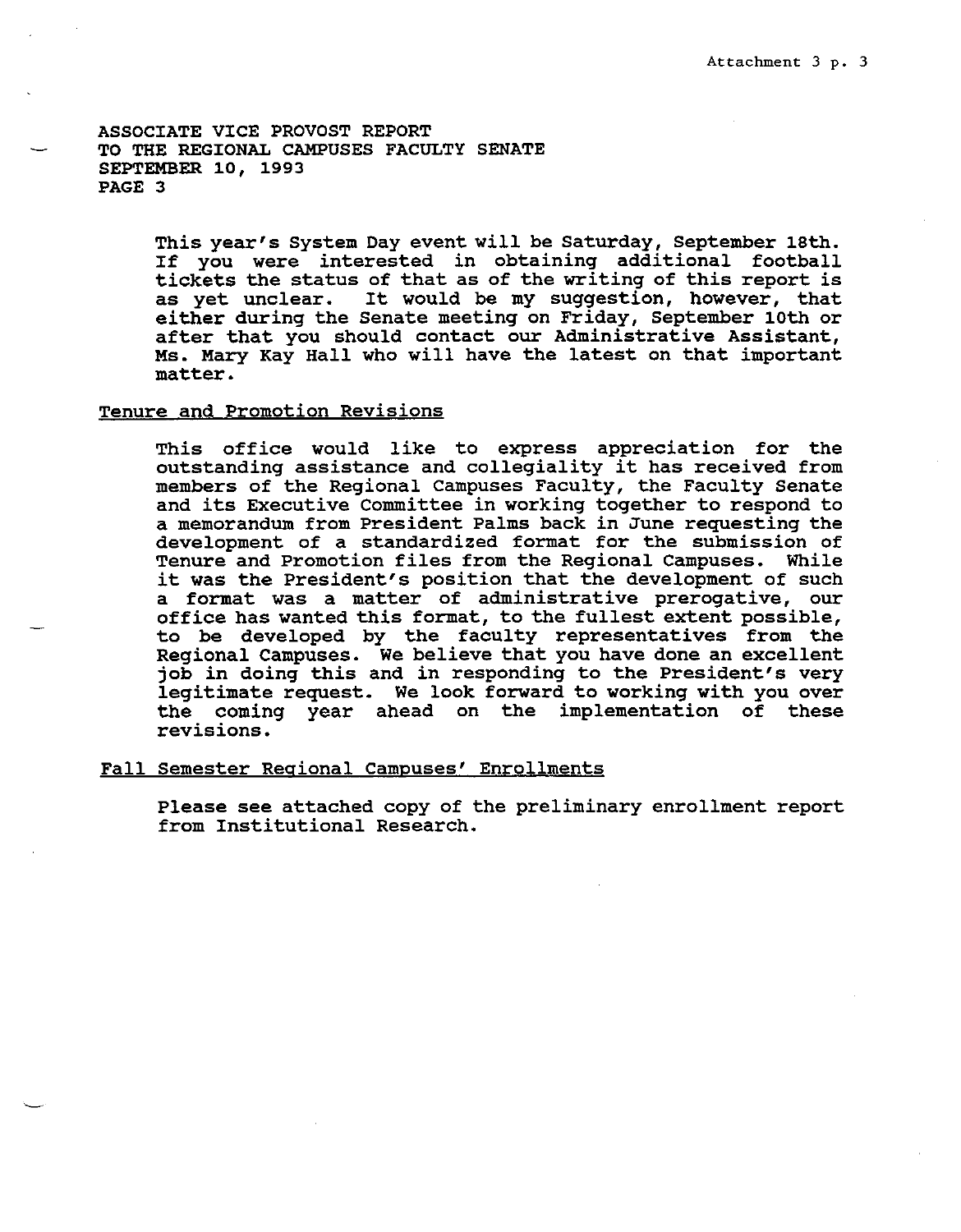ASSOCIATE VICE PROVOST REPORT
TO THE REGIONAL CAMPUSES FACULTY SENATE
SEPTEMBER 10, 1993
PAGE 3

This year's System Day event will be Saturday, September 18th. If you were interested in obtaining additional football tickets the status of that as of the writing of this report is as yet unclear. It would be my suggestion, however, that either during the Senate meeting on Friday, September 10th or after that you should contact our Administrative Assistant, Ms. Mary Kay Hall who will have the latest on that important matter.

## Tenure and Promotion Revisions

This office would like to express appreciation for the outstanding assistance and collegiality it has received from members of the Regional Campuses Faculty, the Faculty Senate and its Executive Committee in working together to respond to a memorandum from President Palms back in June requesting the development of a standardized format for the submission of Tenure and Promotion files from the Regional Campuses. While it was the President's position that the development of such a format was a matter of administrative prerogative, our office has wanted this format, to the fullest extent possible, to be developed by the faculty representatives from the Regional Campuses. We believe that you have done an excellent job in doing this and in responding to the President's very legitimate request. We look forward to working with you over the coming year ahead on the implementation of these revisions.

## Fall Semester Regional Campuses' Enrollments

Please see attached copy of the preliminary enrollment report from Institutional Research.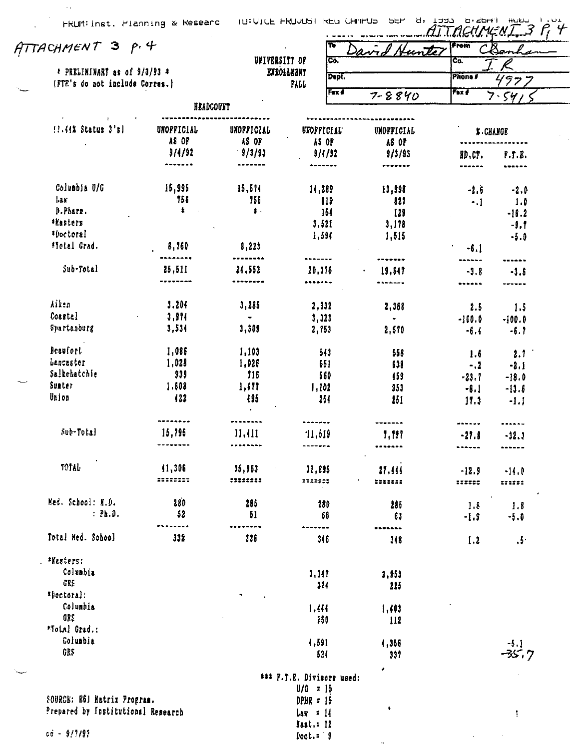FROM: Inst. Planning & Researc TO: VICE PROVOST REG CAMPUS SEP 8, 1993 8:26AM

ATTACHMENT 3 P. 4

ATTACHMENT 3 p. 4

| To | David Hunter | From | C Benham |
|---|---|---|---|
| Co. | | Co. | I R |
| Dept. | | Phone # | 4977 |
| Fax # | 7-8840 | Fax # | 7-5415 |

\* PRELIMINARY as of 9/3/93 \*
(FTE's do not include Corres.)

UNIVERSITY OF
ENROLLMENT
FALL

| (1.44% Status 3's) | HEADCOUNT UNOFFICIAL AS OF 9/4/92 | HEADCOUNT UNOFFICIAL AS OF 9/3/93 | UNOFFICIAL AS OF 9/4/92 | UNOFFICIAL AS OF 9/3/93 | % CHANGE HD.CT. | % CHANGE F.T.E. |
|---|---|---|---|---|---|---|
| Columbia U/G | 15,995 | 15,574 | 14,289 | 13,998 | -2.6 | -2.0 |
| Law | 756 | 755 | 819 | 827 | -.1 | 1.0 |
| P.Pharm. | \* | \* | 154 | 129 | | -16.2 |
| \*Masters | | | 3,521 | 3,178 | | -9.7 |
| \*Doctoral | | | 1,594 | 1,515 | | -5.0 |
| \*Total Grad. | 8,760 | 8,223 | | | -6.1 | |
| Sub-Total | 25,511 | 24,552 | 20,376 | 19,647 | -3.8 | -3.6 |
| Aiken | 3,204 | 3,285 | 2,332 | 2,368 | 2.5 | 1.5 |
| Coastal | 3,974 | - | 3,323 | - | -100.0 | -100.0 |
| Spartanburg | 3,534 | 3,309 | 2,753 | 2,570 | -6.4 | -6.7 |
| Beaufort | 1,086 | 1,103 | 543 | 558 | 1.6 | 2.7 |
| Lancaster | 1,028 | 1,026 | 651 | 638 | -.2 | -2.1 |
| Salkehatchie | 939 | 716 | 560 | 459 | -23.7 | -18.0 |
| Sumter | 1,608 | 1,477 | 1,102 | 953 | -8.1 | -13.6 |
| Union | 422 | 495 | 254 | 251 | 17.3 | -1.1 |
| Sub-Total | 15,795 | 11,411 | 11,519 | 7,797 | -27.8 | -32.3 |
| TOTAL | 41,306 | 35,963 | 31,895 | 27,444 | -12.9 | -14.0 |
| Med. School: M.D. | 280 | 285 | 280 | 285 | 1.8 | 1.8 |
| : Ph.D. | 52 | 51 | 66 | 63 | -1.9 | -5.0 |
| Total Med. School | 332 | 336 | 346 | 348 | 1.2 | .5 |
| \*Masters: | | | | | | |
| Columbia | | | 3,147 | 2,953 | | |
| GRS | | | 374 | 225 | | |
| \*Doctoral: | | | | | | |
| Columbia | | | 1,444 | 1,403 | | |
| GRS | | | 150 | 112 | | |
| \*Total Grad.: | | | | | | |
| Columbia | | | 4,591 | 4,356 | | -5.1 |
| GRS | | | 524 | 337 | | -35.7 |

\*\*\* F.T.E. Divisors used:
U/G = 15
DPHR = 15
Law = 14
Mast. = 12
Doct. = 9

SOURCE: E6J Matrix Program.
Prepared by Institutional Research

cd - 9/7/93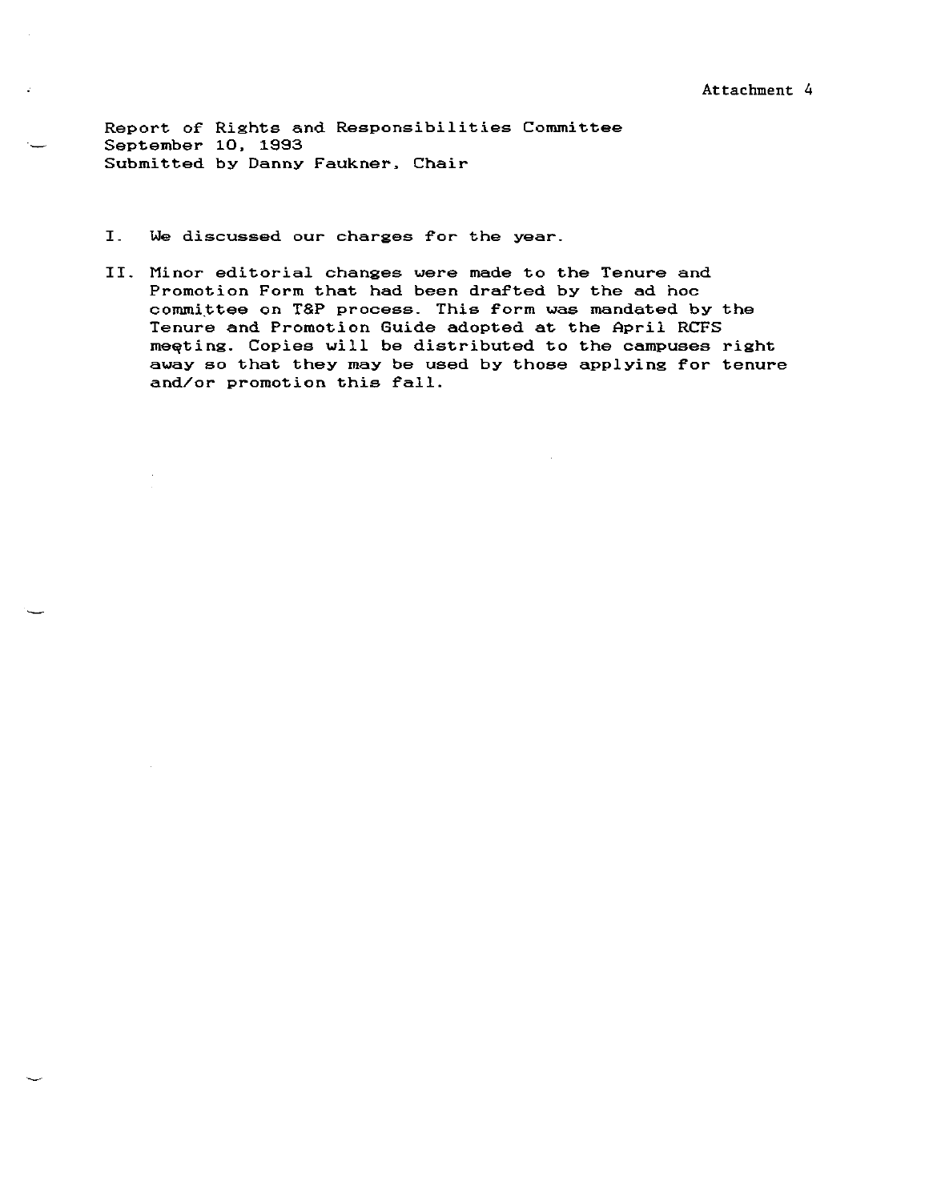Attachment 4

Report of Rights and Responsibilities Committee
September 10, 1993
Submitted by Danny Faukner, Chair

I. We discussed our charges for the year.

II. Minor editorial changes were made to the Tenure and Promotion Form that had been drafted by the ad hoc committee on T&P process. This form was mandated by the Tenure and Promotion Guide adopted at the April RCFS meeting. Copies will be distributed to the campuses right away so that they may be used by those applying for tenure and/or promotion this fall.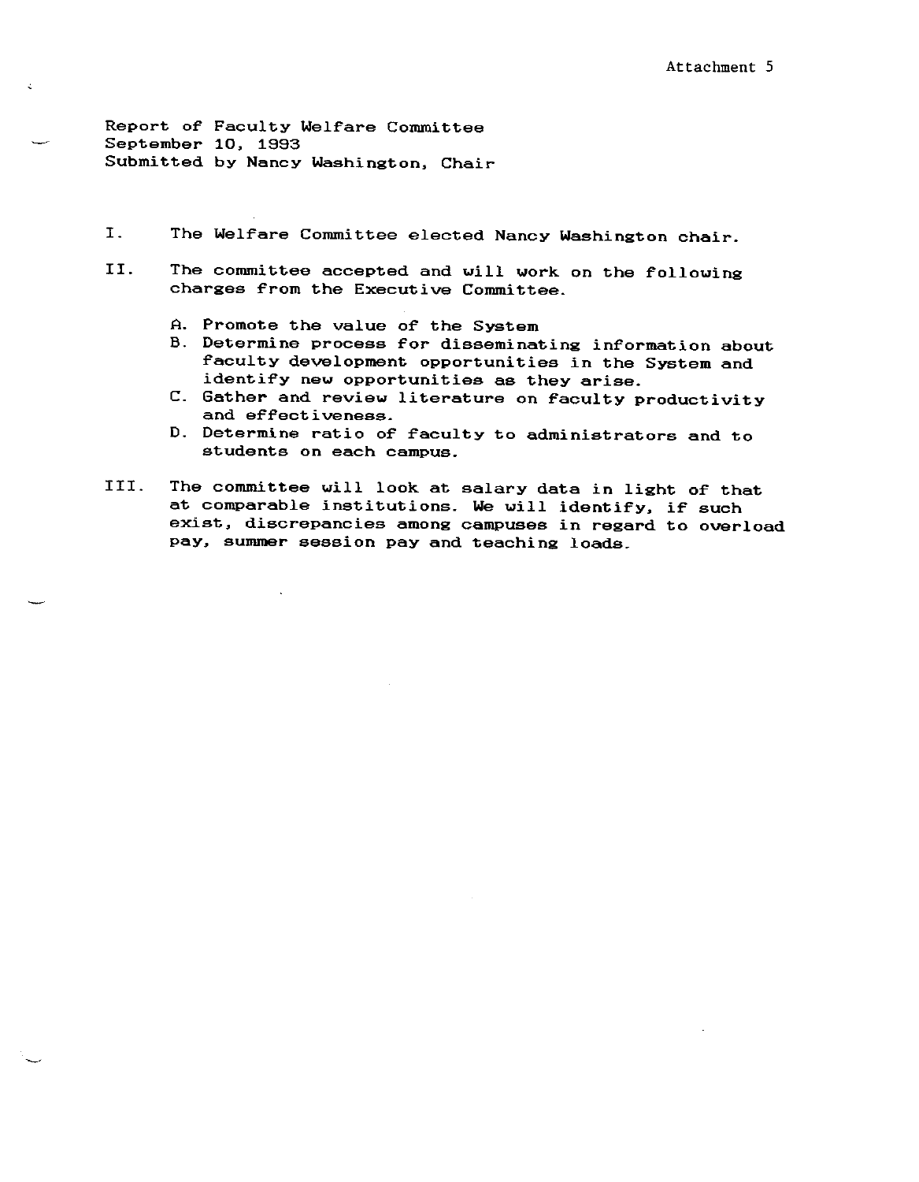Attachment 5

Report of Faculty Welfare Committee
September 10, 1993
Submitted by Nancy Washington, Chair

I. The Welfare Committee elected Nancy Washington chair.

II. The committee accepted and will work on the following charges from the Executive Committee.

   A. Promote the value of the System
   B. Determine process for disseminating information about faculty development opportunities in the System and identify new opportunities as they arise.
   C. Gather and review literature on faculty productivity and effectiveness.
   D. Determine ratio of faculty to administrators and to students on each campus.

III. The committee will look at salary data in light of that at comparable institutions. We will identify, if such exist, discrepancies among campuses in regard to overload pay, summer session pay and teaching loads.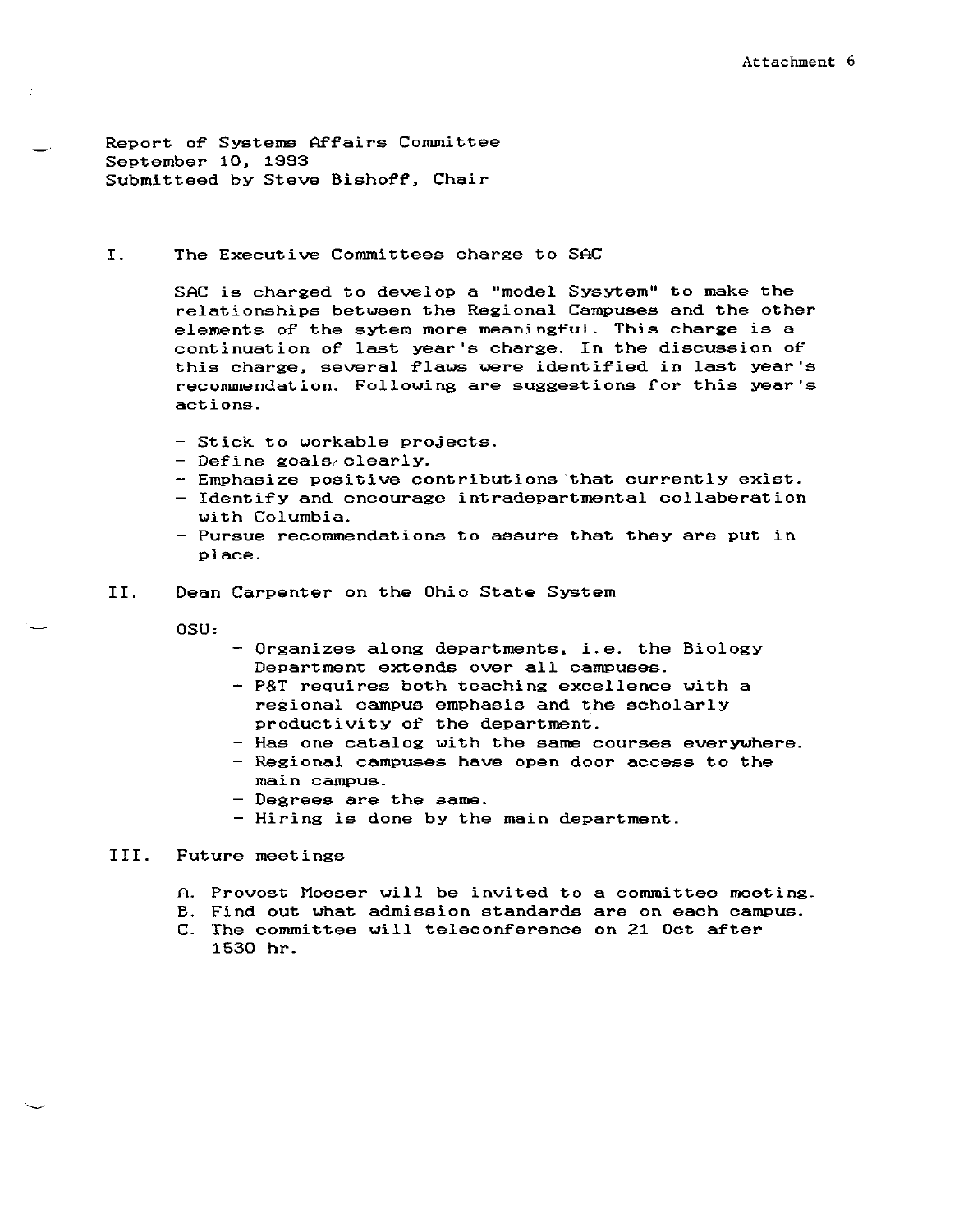Attachment 6

Report of Systems Affairs Committee
September 10, 1993
Submitteed by Steve Bishoff, Chair

## I. The Executive Committees charge to SAC

SAC is charged to develop a "model Sysytem" to make the relationships between the Regional Campuses and the other elements of the sytem more meaningful. This charge is a continuation of last year's charge. In the discussion of this charge, several flaws were identified in last year's recommendation. Following are suggestions for this year's actions.

- Stick to workable projects.
- Define goals/clearly.
- Emphasize positive contributions that currently exist.
- Identify and encourage intradepartmental collaboration with Columbia.
- Pursue recommendations to assure that they are put in place.

## II. Dean Carpenter on the Ohio State System

OSU:

- Organizes along departments, i.e. the Biology Department extends over all campuses.
- P&T requires both teaching excellence with a regional campus emphasis and the scholarly productivity of the department.
- Has one catalog with the same courses everywhere.
- Regional campuses have open door access to the main campus.
- Degrees are the same.
- Hiring is done by the main department.

## III. Future meetings

A. Provost Moeser will be invited to a committee meeting.
B. Find out what admission standards are on each campus.
C. The committee will teleconference on 21 Oct after 1530 hr.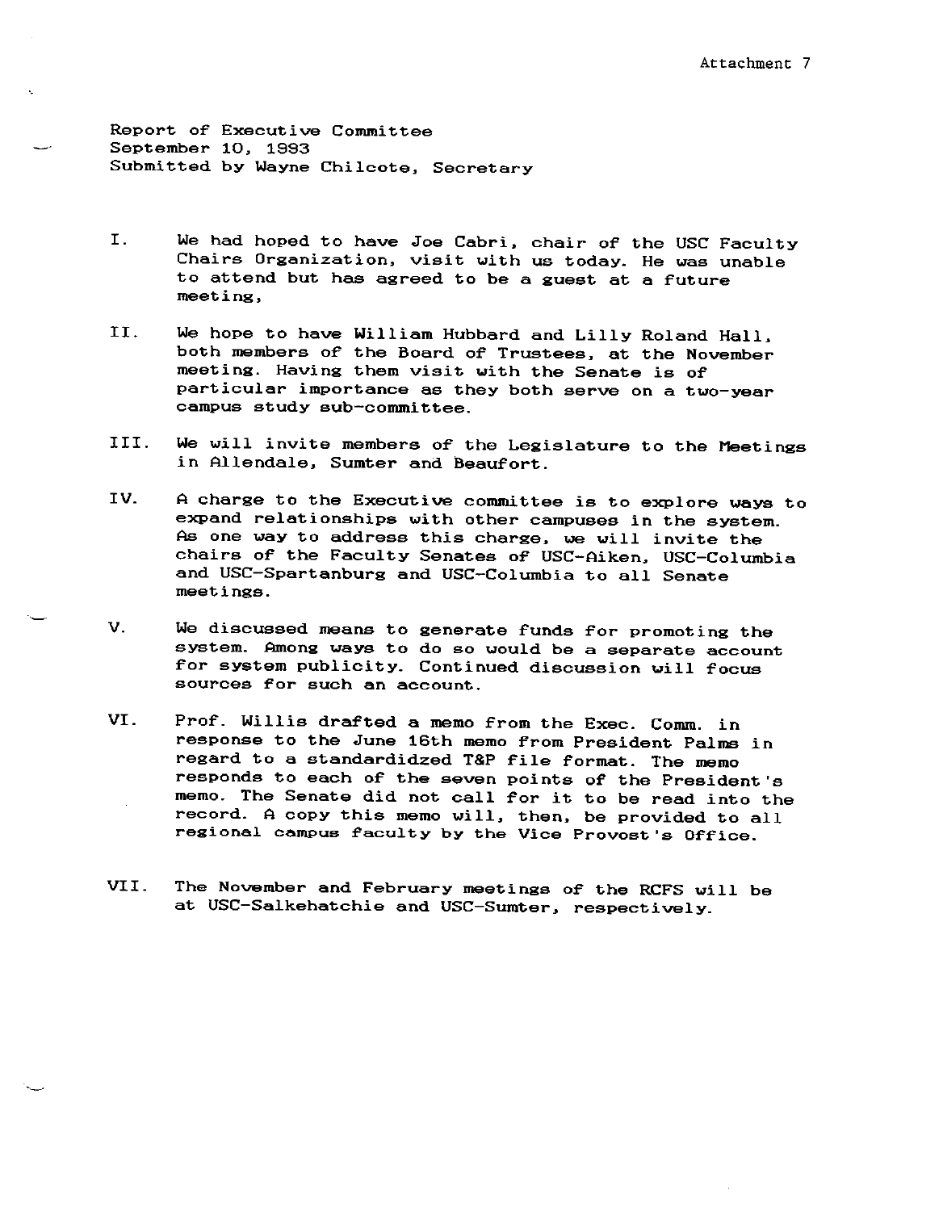Attachment 7

Report of Executive Committee
September 10, 1993
Submitted by Wayne Chilcote, Secretary

I. We had hoped to have Joe Cabri, chair of the USC Faculty Chairs Organization, visit with us today. He was unable to attend but has agreed to be a guest at a future meeting,

II. We hope to have William Hubbard and Lilly Roland Hall, both members of the Board of Trustees, at the November meeting. Having them visit with the Senate is of particular importance as they both serve on a two-year campus study sub-committee.

III. We will invite members of the Legislature to the Meetings in Allendale, Sumter and Beaufort.

IV. A charge to the Executive committee is to explore ways to expand relationships with other campuses in the system. As one way to address this charge, we will invite the chairs of the Faculty Senates of USC-Aiken, USC-Columbia and USC-Spartanburg and USC-Columbia to all Senate meetings.

V. We discussed means to generate funds for promoting the system. Among ways to do so would be a separate account for system publicity. Continued discussion will focus sources for such an account.

VI. Prof. Willis drafted a memo from the Exec. Comm. in response to the June 16th memo from President Palms in regard to a standardidzed T&P file format. The memo responds to each of the seven points of the President's memo. The Senate did not call for it to be read into the record. A copy this memo will, then, be provided to all regional campus faculty by the Vice Provost's Office.

VII. The November and February meetings of the RCFS will be at USC-Salkehatchie and USC-Sumter, respectively.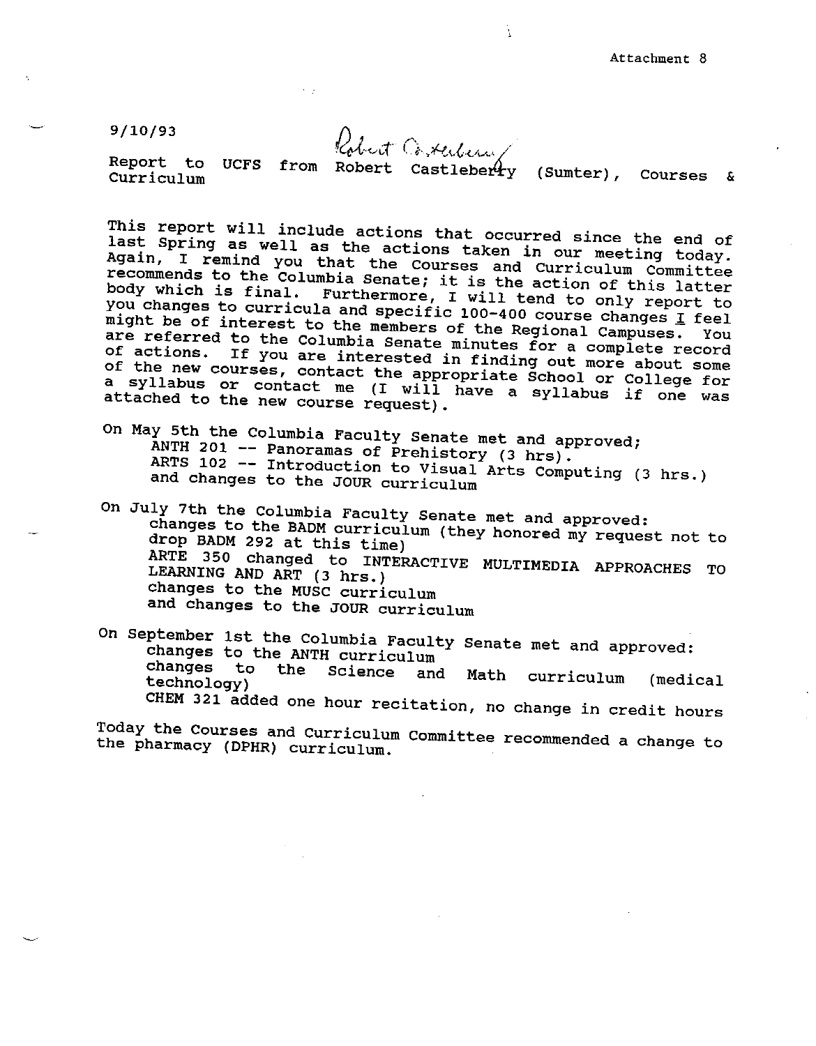Attachment 8

9/10/93

Robert Castleberry

Report to UCFS from Robert Castleberry (Sumter), Courses & Curriculum

This report will include actions that occurred since the end of last Spring as well as the actions taken in our meeting today. Again, I remind you that the Courses and Curriculum Committee recommends to the Columbia Senate; it is the action of this latter body which is final. Furthermore, I will tend to only report to you changes to curricula and specific 100-400 course changes I feel might be of interest to the members of the Regional Campuses. You are referred to the Columbia Senate minutes for a complete record of actions. If you are interested in finding out more about some of the new courses, contact the appropriate School or College for a syllabus or contact me (I will have a syllabus if one was attached to the new course request).

On May 5th the Columbia Faculty Senate met and approved;
- ANTH 201 -- Panoramas of Prehistory (3 hrs).
- ARTS 102 -- Introduction to Visual Arts Computing (3 hrs.)
- and changes to the JOUR curriculum

On July 7th the Columbia Faculty Senate met and approved:
- changes to the BADM curriculum (they honored my request not to drop BADM 292 at this time)
- ARTE 350 changed to INTERACTIVE MULTIMEDIA APPROACHES TO LEARNING AND ART (3 hrs.)
- changes to the MUSC curriculum
- and changes to the JOUR curriculum

On September 1st the Columbia Faculty Senate met and approved:
- changes to the ANTH curriculum
- changes to the Science and Math curriculum (medical technology)
- CHEM 321 added one hour recitation, no change in credit hours

Today the Courses and Curriculum Committee recommended a change to the pharmacy (DPHR) curriculum.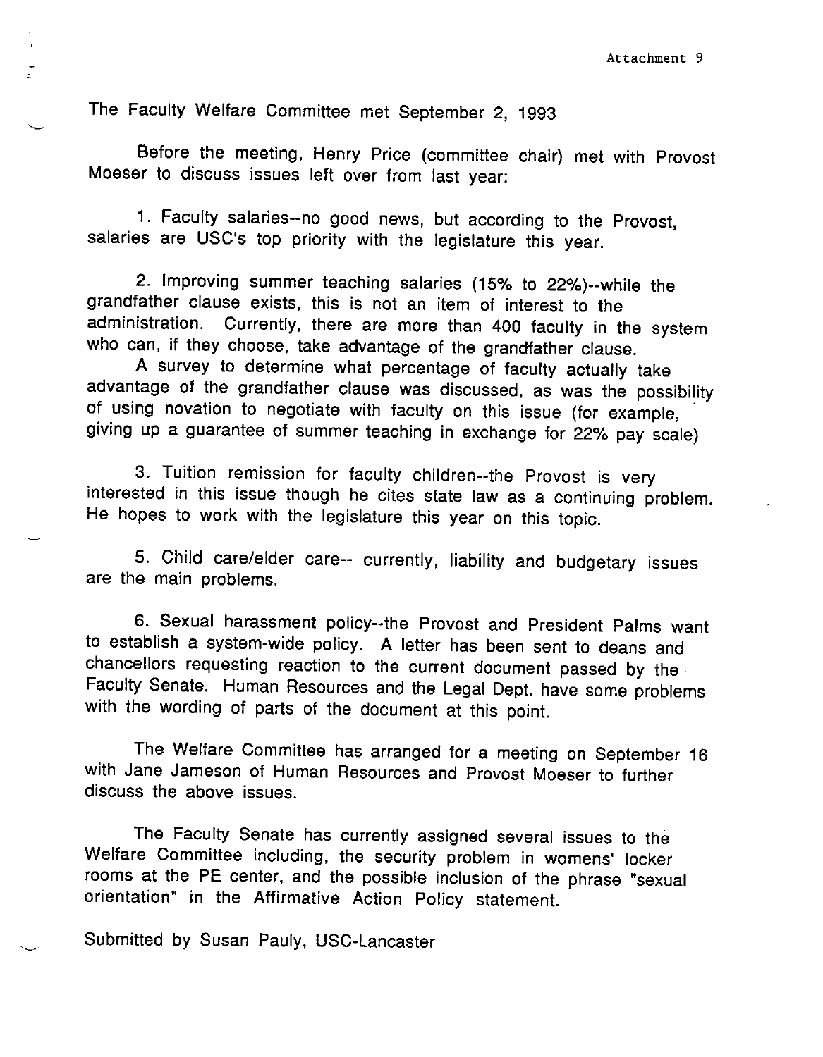Attachment 9

The Faculty Welfare Committee met September 2, 1993

Before the meeting, Henry Price (committee chair) met with Provost Moeser to discuss issues left over from last year:

1. Faculty salaries--no good news, but according to the Provost, salaries are USC's top priority with the legislature this year.

2. Improving summer teaching salaries (15% to 22%)--while the grandfather clause exists, this is not an item of interest to the administration. Currently, there are more than 400 faculty in the system who can, if they choose, take advantage of the grandfather clause.

A survey to determine what percentage of faculty actually take advantage of the grandfather clause was discussed, as was the possibility of using novation to negotiate with faculty on this issue (for example, giving up a guarantee of summer teaching in exchange for 22% pay scale)

3. Tuition remission for faculty children--the Provost is very interested in this issue though he cites state law as a continuing problem. He hopes to work with the legislature this year on this topic.

5. Child care/elder care-- currently, liability and budgetary issues are the main problems.

6. Sexual harassment policy--the Provost and President Palms want to establish a system-wide policy. A letter has been sent to deans and chancellors requesting reaction to the current document passed by the Faculty Senate. Human Resources and the Legal Dept. have some problems with the wording of parts of the document at this point.

The Welfare Committee has arranged for a meeting on September 16 with Jane Jameson of Human Resources and Provost Moeser to further discuss the above issues.

The Faculty Senate has currently assigned several issues to the Welfare Committee including, the security problem in womens' locker rooms at the PE center, and the possible inclusion of the phrase "sexual orientation" in the Affirmative Action Policy statement.

Submitted by Susan Pauly, USC-Lancaster